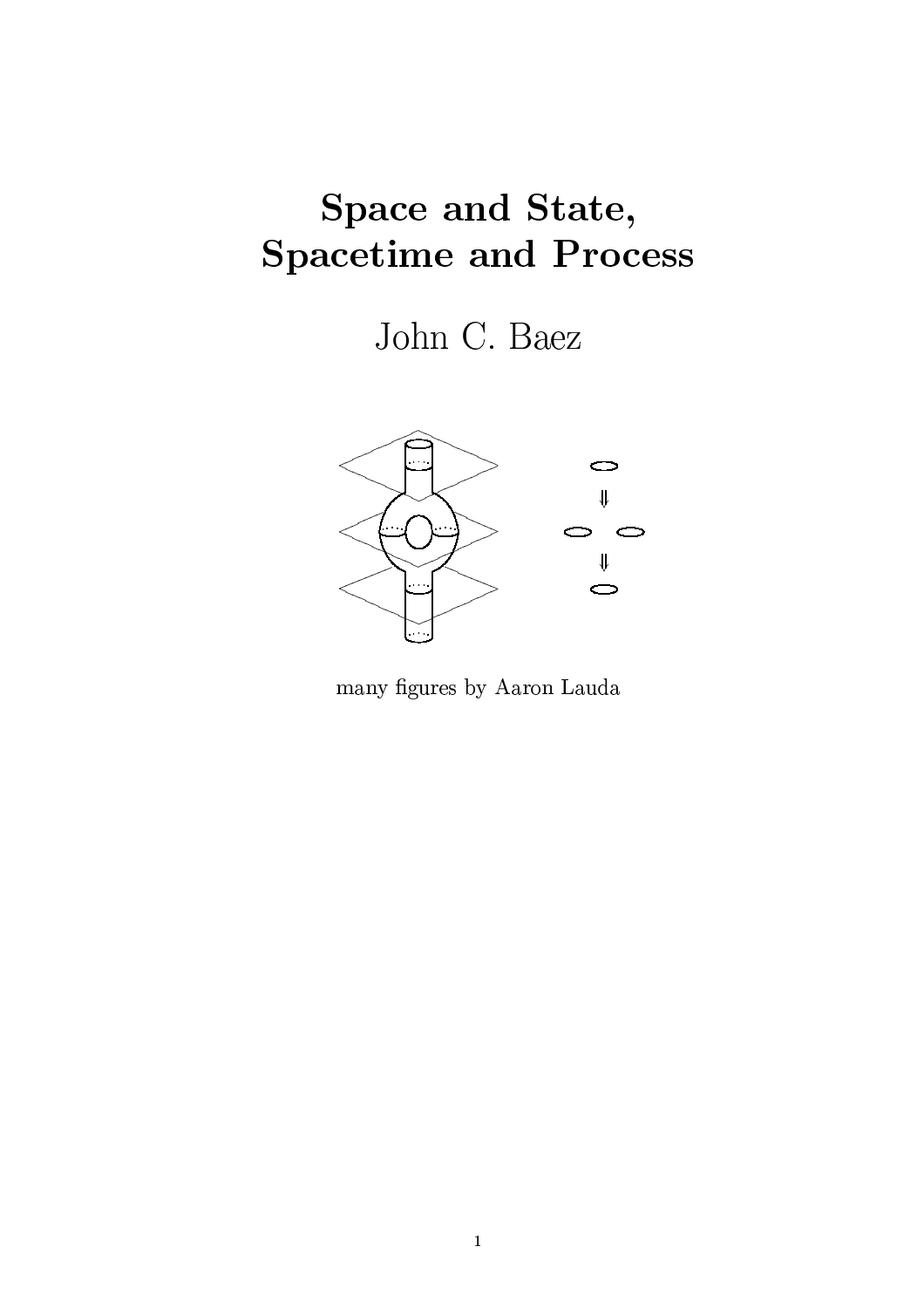# Space and State, Spacetime and Process

John C. Baez

many figures by Aaron Lauda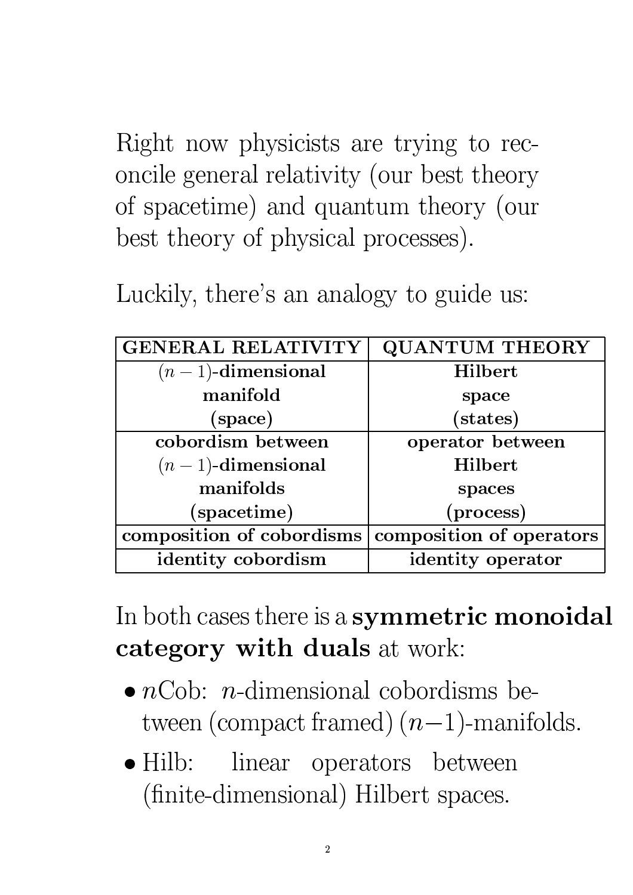Right now physicists are trying to reconcile general relativity (our best theory of spacetime) and quantum theory (our best theory of physical processes).

Luckily, there's an analogy to guide us:

| **GENERAL RELATIVITY** | **QUANTUM THEORY** |
|---|---|
| **$(n-1)$-dimensional manifold (space)** | **Hilbert space (states)** |
| **cobordism between $(n-1)$-dimensional manifolds (spacetime)** | **operator between Hilbert spaces (process)** |
| **composition of cobordisms** | **composition of operators** |
| **identity cobordism** | **identity operator** |

In both cases there is a **symmetric monoidal category with duals** at work:

- $n$Cob: $n$-dimensional cobordisms between (compact framed) $(n-1)$-manifolds.
- Hilb: linear operators between (finite-dimensional) Hilbert spaces.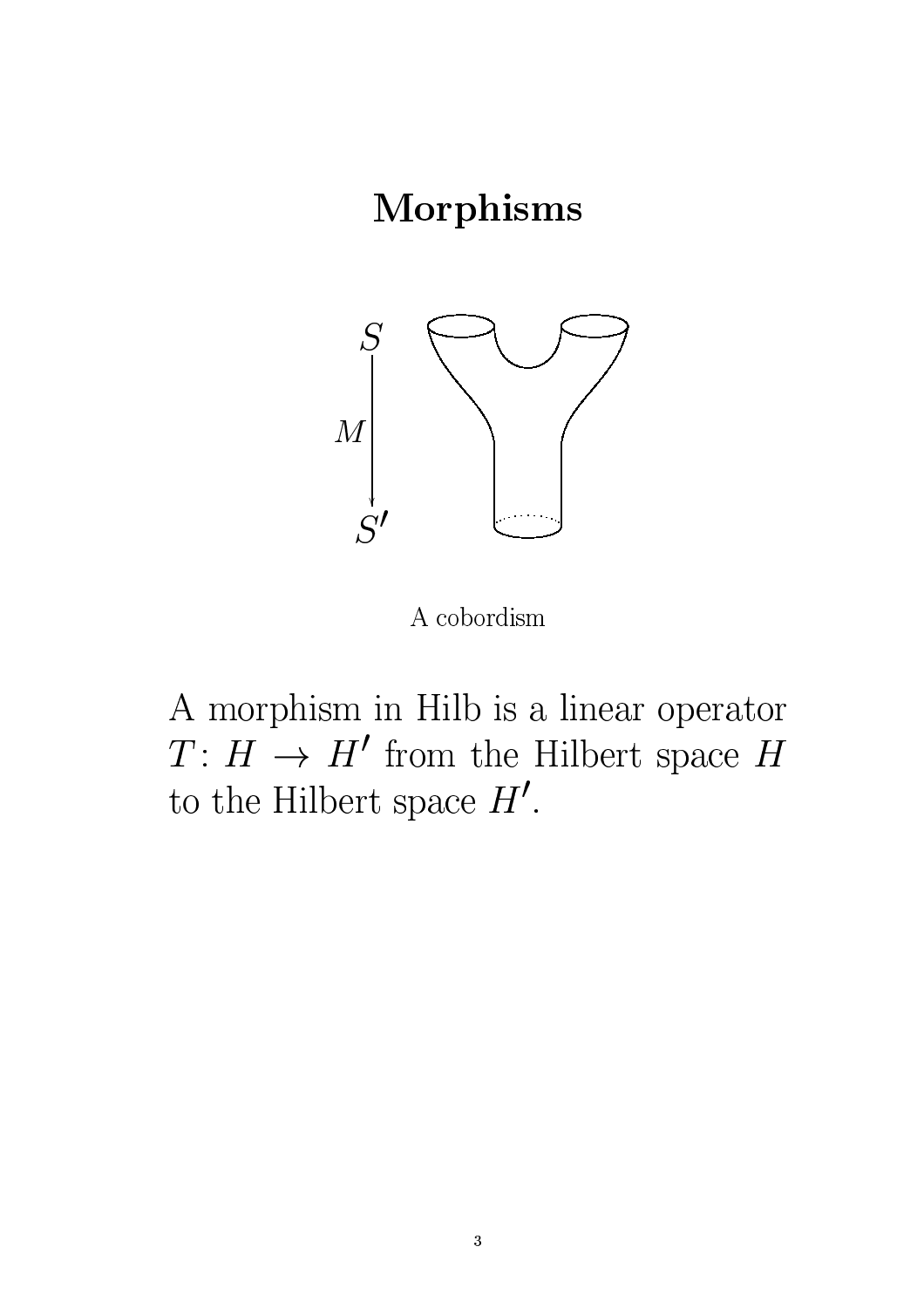# Morphisms

A cobordism

A morphism in Hilb is a linear operator $T\colon H \to H'$ from the Hilbert space $H$ to the Hilbert space $H'$.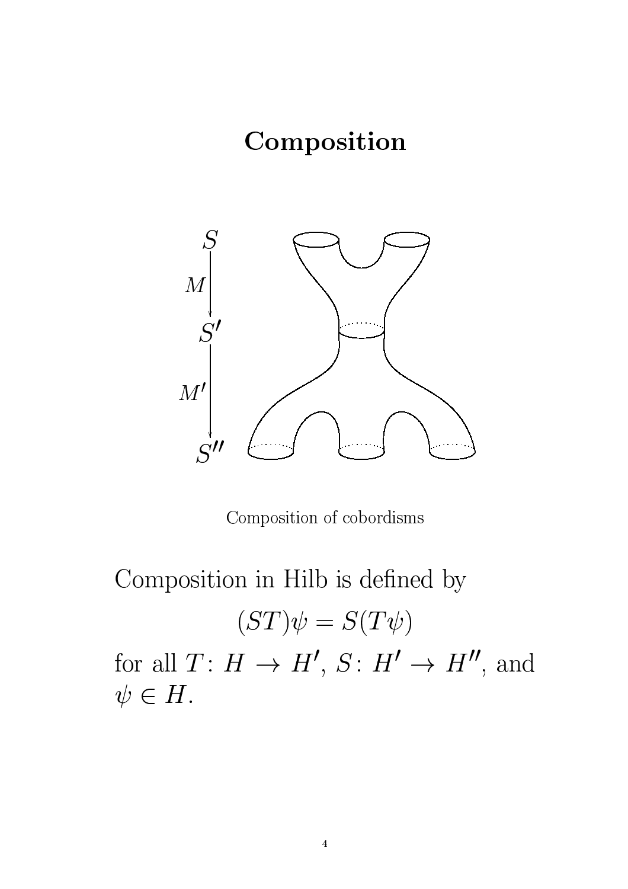# Composition

Composition of cobordisms

Composition in Hilb is defined by

$$(ST)\psi = S(T\psi)$$

for all $T\colon H \to H'$, $S\colon H' \to H''$, and $\psi \in H$.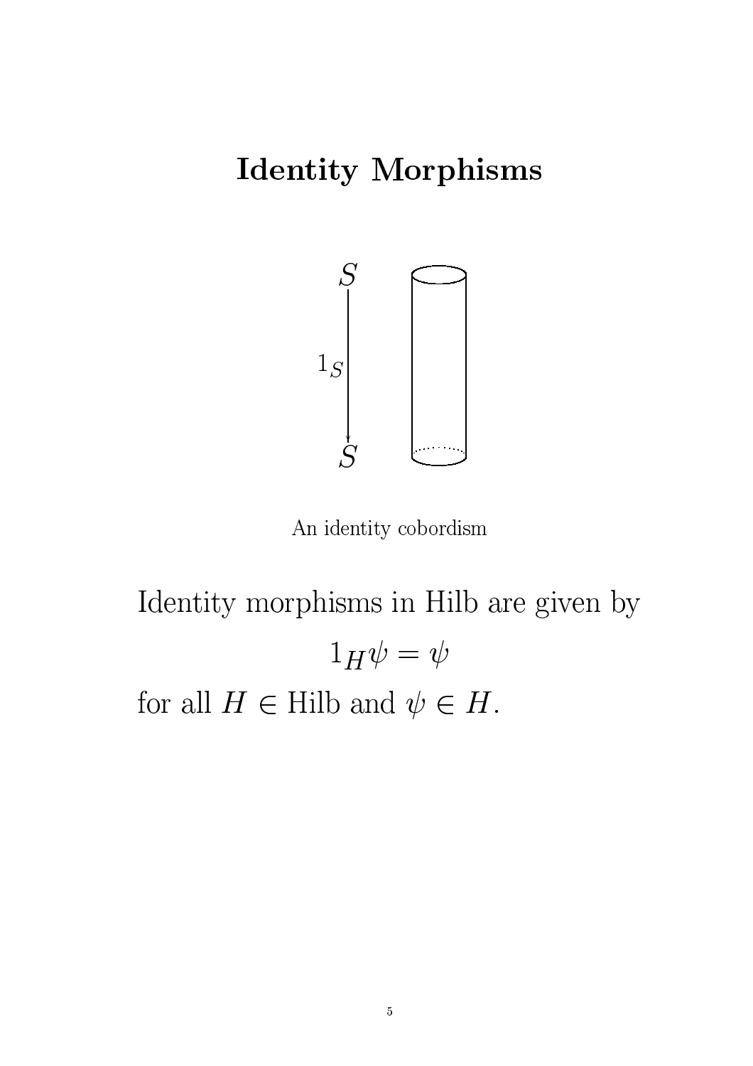# Identity Morphisms

An identity cobordism

Identity morphisms in Hilb are given by

$$1_H \psi = \psi$$

for all $H \in \text{Hilb}$ and $\psi \in H$.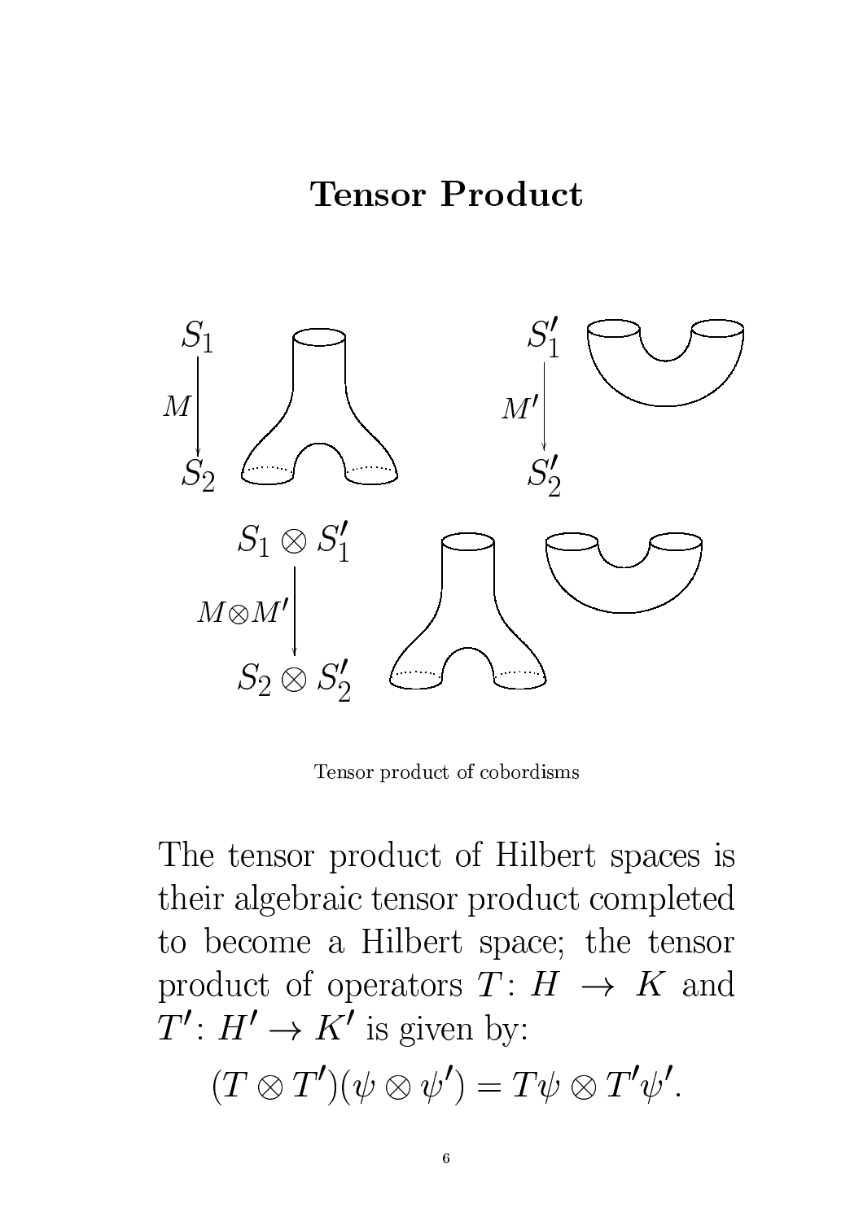# Tensor Product

Tensor product of cobordisms

The tensor product of Hilbert spaces is their algebraic tensor product completed to become a Hilbert space; the tensor product of operators $T\colon H \to K$ and $T'\colon H' \to K'$ is given by:

$$(T \otimes T')(\psi \otimes \psi') = T\psi \otimes T'\psi'.$$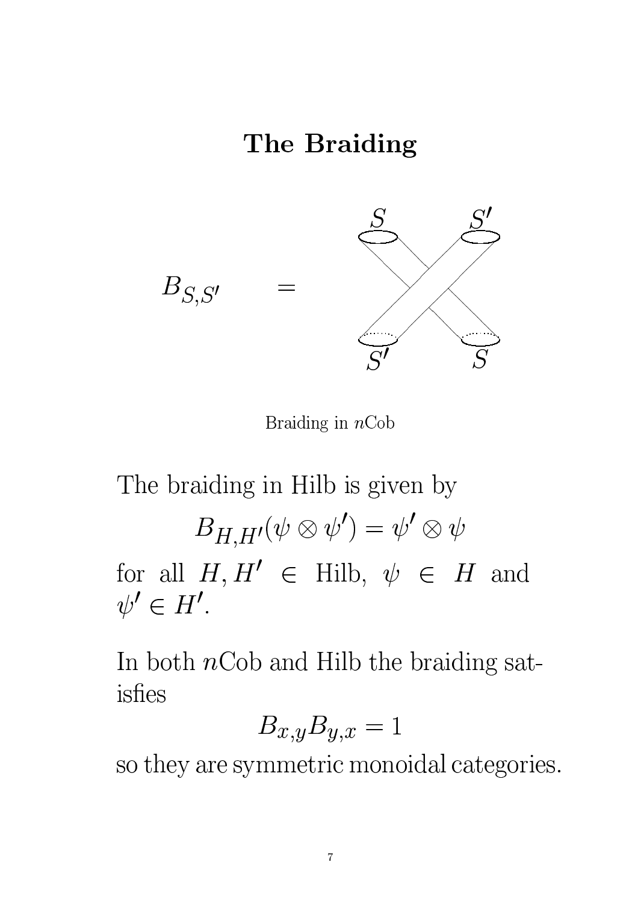# The Braiding

$B_{S,S'} =$

Braiding in $n$Cob

The braiding in Hilb is given by

$$B_{H,H'}(\psi \otimes \psi') = \psi' \otimes \psi$$

for all $H, H' \in$ Hilb, $\psi \in H$ and $\psi' \in H'$.

In both $n$Cob and Hilb the braiding satisfies

$$B_{x,y}B_{y,x} = 1$$

so they are symmetric monoidal categories.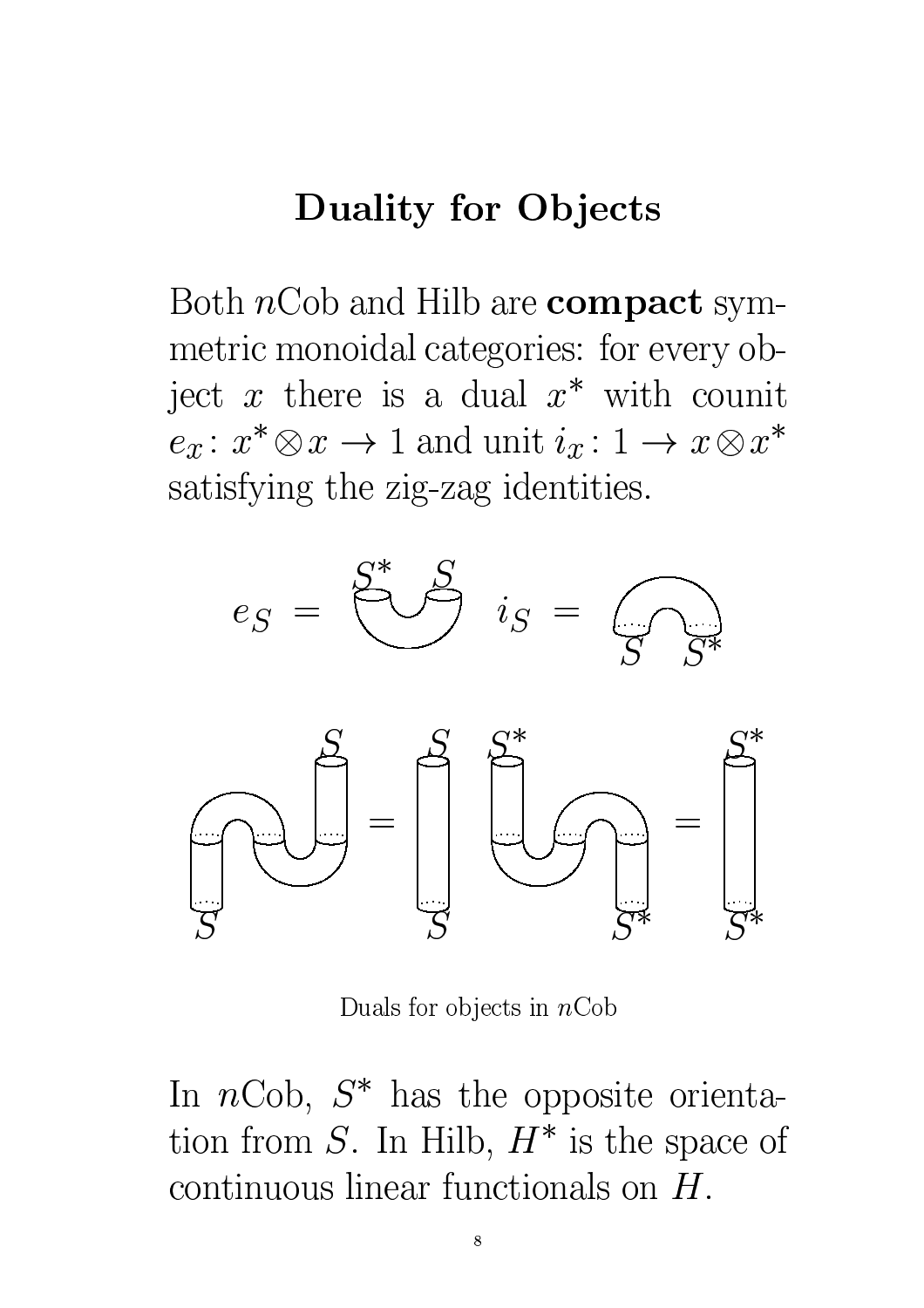# Duality for Objects

Both $n$Cob and Hilb are **compact** symmetric monoidal categories: for every object $x$ there is a dual $x^*$ with counit $e_x\colon x^* \otimes x \to 1$ and unit $i_x\colon 1 \to x \otimes x^*$ satisfying the zig-zag identities.

Duals for objects in $n$Cob

In $n$Cob, $S^*$ has the opposite orientation from $S$. In Hilb, $H^*$ is the space of continuous linear functionals on $H$.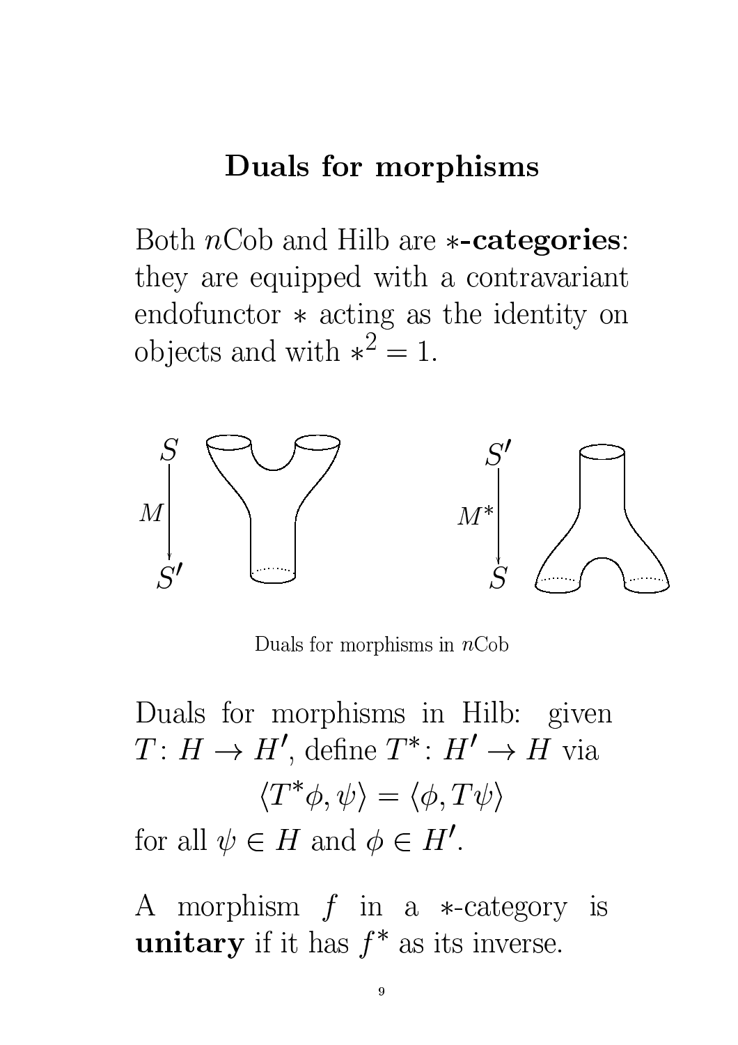## Duals for morphisms

Both $n$Cob and Hilb are **$*$-categories**: they are equipped with a contravariant endofunctor $*$ acting as the identity on objects and with $*^2 = 1$.

Duals for morphisms in $n$Cob

Duals for morphisms in Hilb: given $T\colon H \to H'$, define $T^*\colon H' \to H$ via

$$\langle T^*\phi, \psi \rangle = \langle \phi, T\psi \rangle$$

for all $\psi \in H$ and $\phi \in H'$.

A morphism $f$ in a $*$-category is **unitary** if it has $f^*$ as its inverse.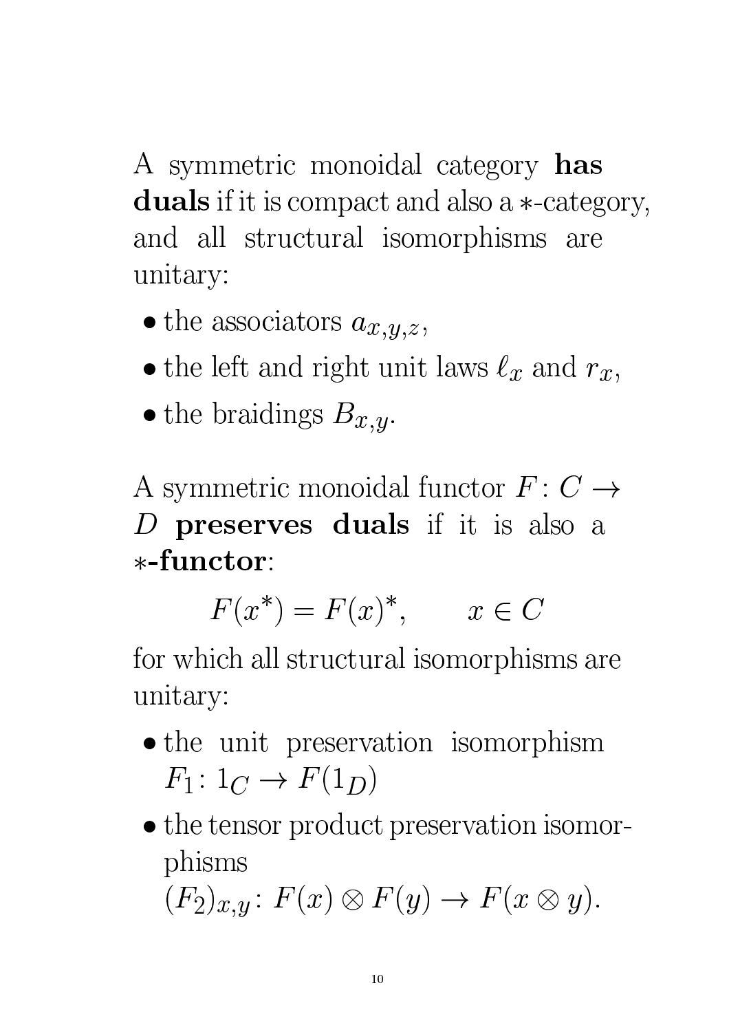A symmetric monoidal category **has duals** if it is compact and also a $*$-category, and all structural isomorphisms are unitary:

- the associators $a_{x,y,z}$,
- the left and right unit laws $\ell_x$ and $r_x$,
- the braidings $B_{x,y}$.

A symmetric monoidal functor $F\colon C \to D$ **preserves duals** if it is also a $*$**-functor**:

$$F(x^*) = F(x)^*, \qquad x \in C$$

for which all structural isomorphisms are unitary:

- the unit preservation isomorphism $F_1\colon 1_C \to F(1_D)$
- the tensor product preservation isomorphisms $(F_2)_{x,y}\colon F(x) \otimes F(y) \to F(x \otimes y)$.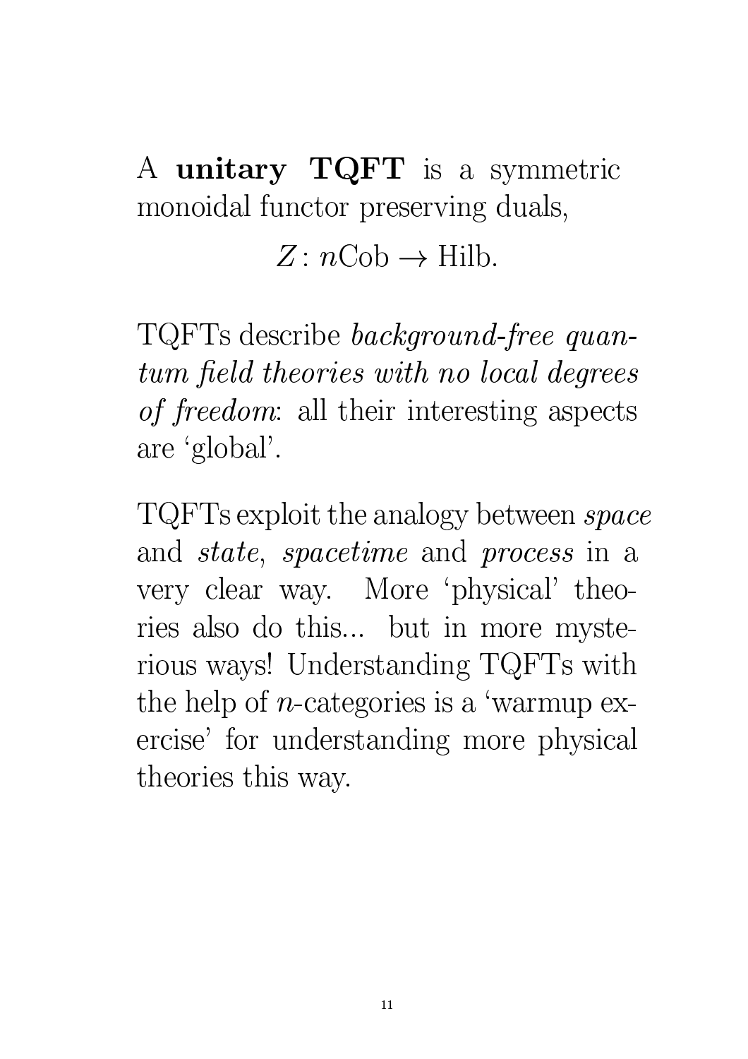A **unitary TQFT** is a symmetric monoidal functor preserving duals,

$$Z\colon n\mathrm{Cob} \to \mathrm{Hilb}.$$

TQFTs describe *background-free quantum field theories with no local degrees of freedom*: all their interesting aspects are 'global'.

TQFTs exploit the analogy between *space* and *state*, *spacetime* and *process* in a very clear way. More 'physical' theories also do this... but in more mysterious ways! Understanding TQFTs with the help of $n$-categories is a 'warmup exercise' for understanding more physical theories this way.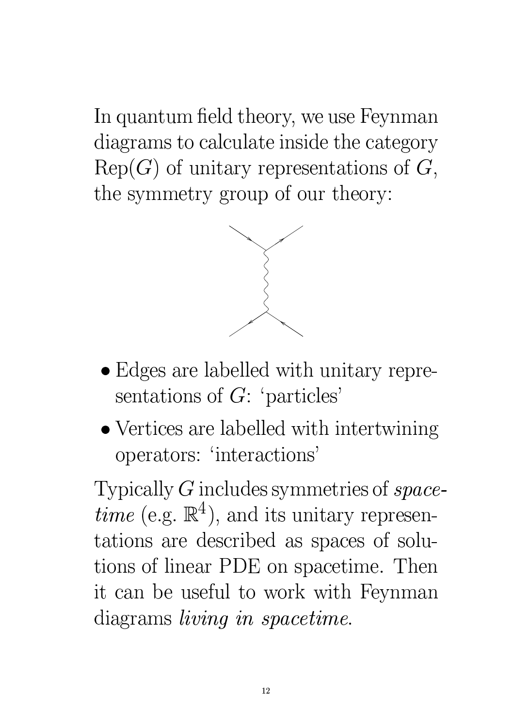In quantum field theory, we use Feynman diagrams to calculate inside the category $\mathrm{Rep}(G)$ of unitary representations of $G$, the symmetry group of our theory:

- Edges are labelled with unitary representations of $G$: 'particles'
- Vertices are labelled with intertwining operators: 'interactions'

Typically $G$ includes symmetries of *spacetime* (e.g. $\mathbb{R}^4$), and its unitary representations are described as spaces of solutions of linear PDE on spacetime. Then it can be useful to work with Feynman diagrams *living in spacetime*.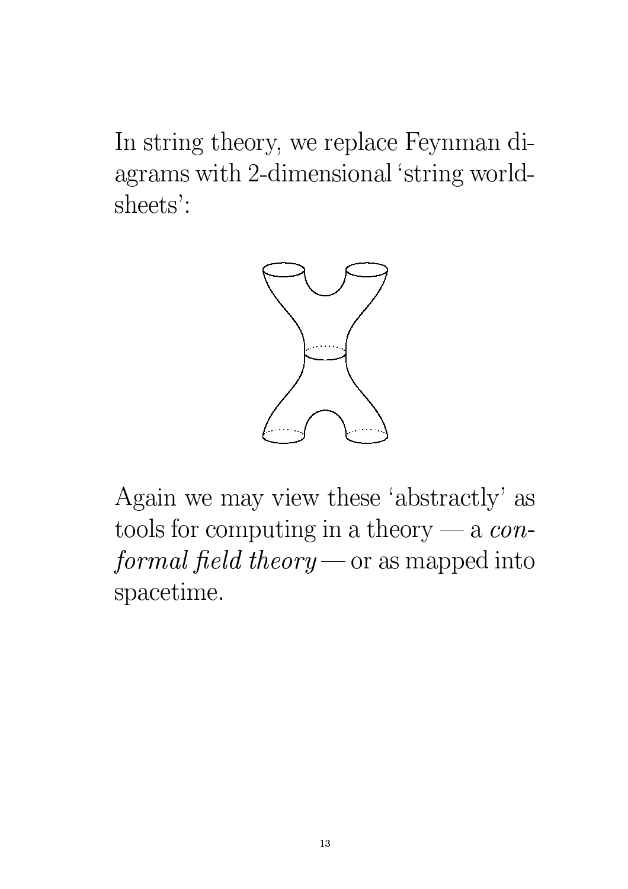In string theory, we replace Feynman diagrams with 2-dimensional 'string worldsheets':

Again we may view these 'abstractly' as tools for computing in a theory — a *conformal field theory* — or as mapped into spacetime.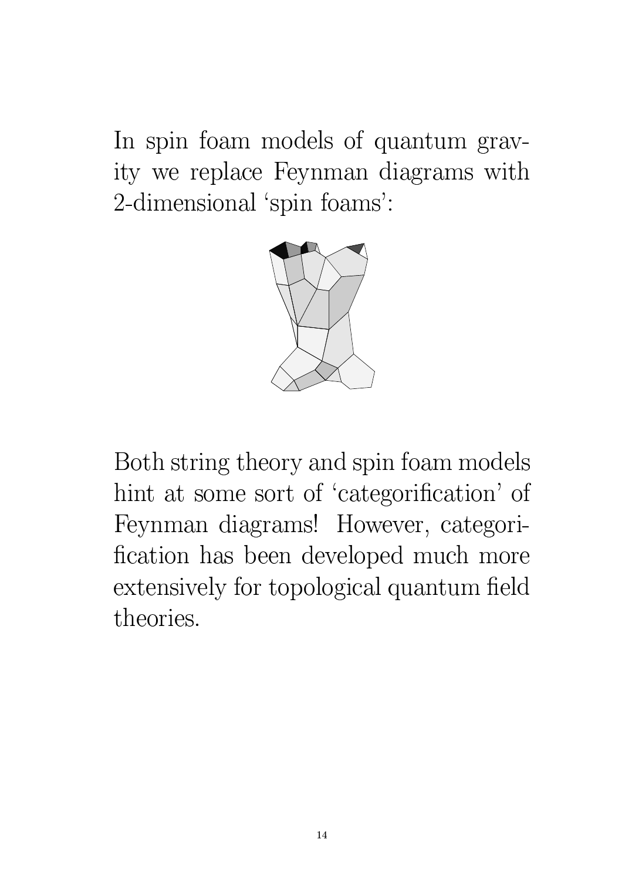In spin foam models of quantum gravity we replace Feynman diagrams with 2-dimensional ‘spin foams’:

Both string theory and spin foam models hint at some sort of ‘categorification’ of Feynman diagrams! However, categorification has been developed much more extensively for topological quantum field theories.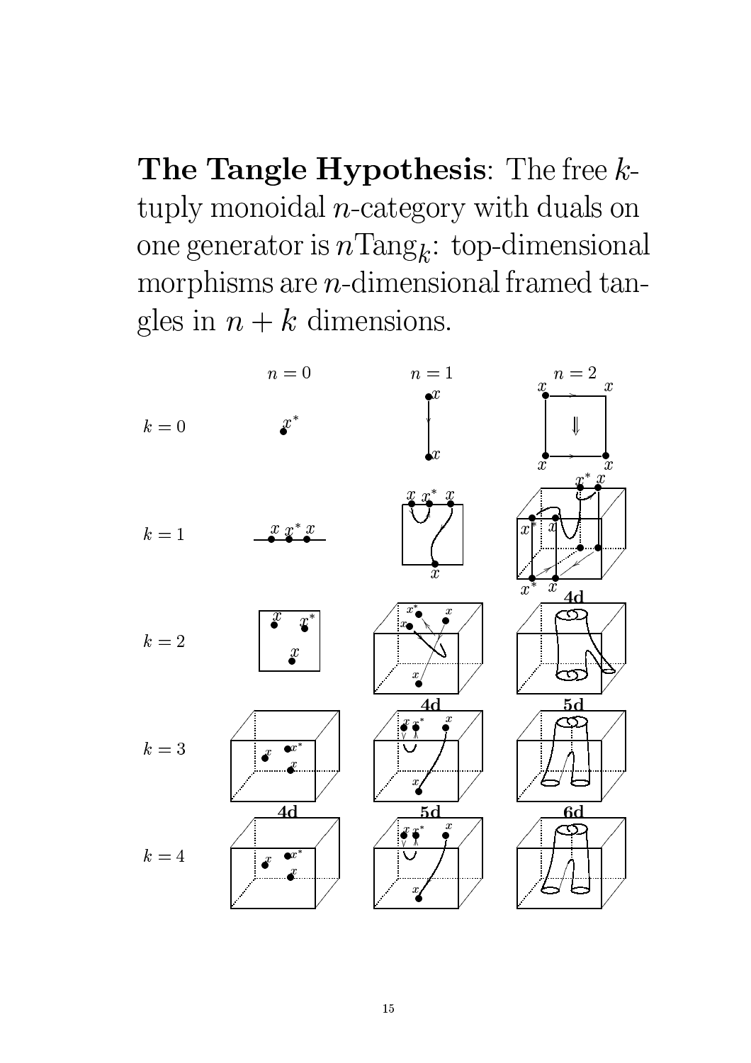**The Tangle Hypothesis**: The free $k$-tuply monoidal $n$-category with duals on one generator is $n\mathrm{Tang}_k$: top-dimensional morphisms are $n$-dimensional framed tangles in $n + k$ dimensions.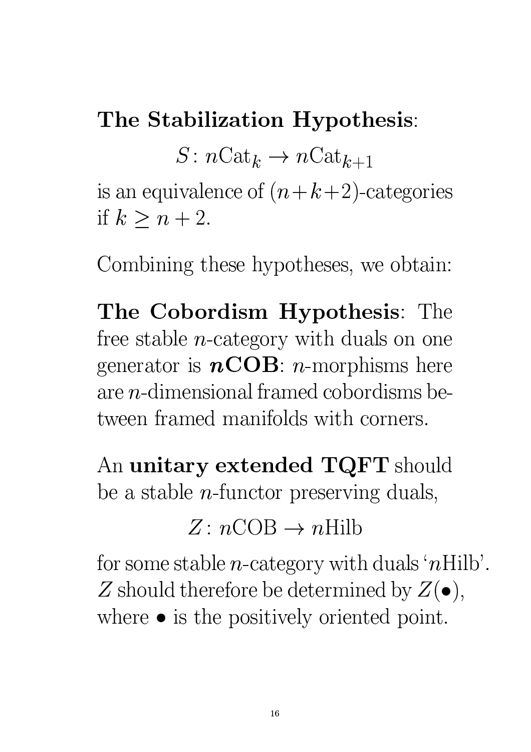**The Stabilization Hypothesis**:

$$S\colon n\mathrm{Cat}_k \to n\mathrm{Cat}_{k+1}$$

is an equivalence of $(n+k+2)$-categories if $k \geq n+2$.

Combining these hypotheses, we obtain:

**The Cobordism Hypothesis**: The free stable $n$-category with duals on one generator is $\boldsymbol{n}\mathbf{COB}$: $n$-morphisms here are $n$-dimensional framed cobordisms between framed manifolds with corners.

An **unitary extended TQFT** should be a stable $n$-functor preserving duals,

$$Z\colon n\mathrm{COB} \to n\mathrm{Hilb}$$

for some stable $n$-category with duals '$n$Hilb'. $Z$ should therefore be determined by $Z(\bullet)$, where $\bullet$ is the positively oriented point.